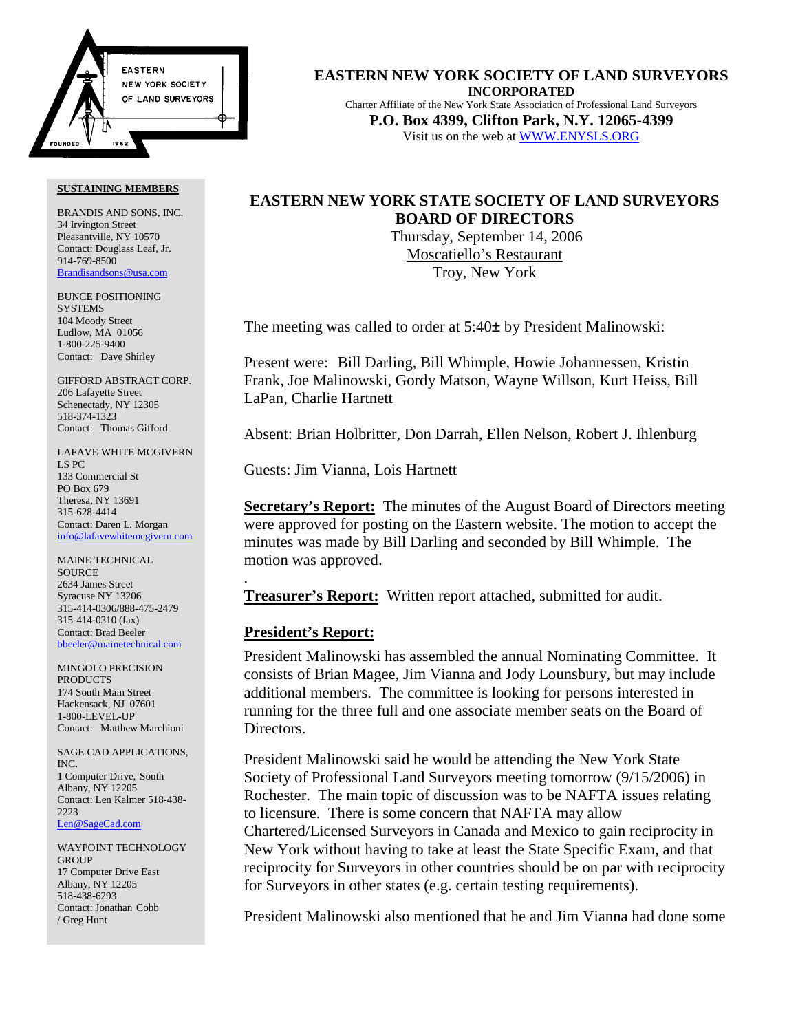# EASTERN NEW YORK SOCIETY OF LAND SURVEYORS

**INCORPORATED**

Charter Affiliate of the New York State Association of Professional Land Surveyors

**P.O. Box 4399, Clifton Park, N.Y. 12065-4399**

Visit us on the web at WWW.ENYSLS.ORG

**SUSTAINING MEMBERS**

BRANDIS AND SONS, INC.
34 Irvington Street
Pleasantville, NY 10570
Contact: Douglass Leaf, Jr.
914-769-8500
Brandisandsons@usa.com

BUNCE POSITIONING SYSTEMS
104 Moody Street
Ludlow, MA 01056
1-800-225-9400
Contact: Dave Shirley

GIFFORD ABSTRACT CORP.
206 Lafayette Street
Schenectady, NY 12305
518-374-1323
Contact: Thomas Gifford

LAFAVE WHITE MCGIVERN LS PC
133 Commercial St
PO Box 679
Theresa, NY 13691
315-628-4414
Contact: Daren L. Morgan
info@lafavewhitemcgivern.com

MAINE TECHNICAL SOURCE
2634 James Street
Syracuse NY 13206
315-414-0306/888-475-2479
315-414-0310 (fax)
Contact: Brad Beeler
bbeeler@mainetechnical.com

MINGOLO PRECISION PRODUCTS
174 South Main Street
Hackensack, NJ 07601
1-800-LEVEL-UP
Contact: Matthew Marchioni

SAGE CAD APPLICATIONS, INC.
1 Computer Drive, South
Albany, NY 12205
Contact: Len Kalmer 518-438-2223
Len@SageCad.com

WAYPOINT TECHNOLOGY GROUP
17 Computer Drive East
Albany, NY 12205
518-438-6293
Contact: Jonathan Cobb / Greg Hunt

## EASTERN NEW YORK STATE SOCIETY OF LAND SURVEYORS BOARD OF DIRECTORS

Thursday, September 14, 2006
Moscatiello's Restaurant
Troy, New York

The meeting was called to order at 5:40± by President Malinowski:

Present were: Bill Darling, Bill Whimple, Howie Johannessen, Kristin Frank, Joe Malinowski, Gordy Matson, Wayne Willson, Kurt Heiss, Bill LaPan, Charlie Hartnett

Absent: Brian Holbritter, Don Darrah, Ellen Nelson, Robert J. Ihlenburg

Guests: Jim Vianna, Lois Hartnett

**Secretary's Report:** The minutes of the August Board of Directors meeting were approved for posting on the Eastern website. The motion to accept the minutes was made by Bill Darling and seconded by Bill Whimple. The motion was approved.

.

**Treasurer's Report:** Written report attached, submitted for audit.

**President's Report:**

President Malinowski has assembled the annual Nominating Committee. It consists of Brian Magee, Jim Vianna and Jody Lounsbury, but may include additional members. The committee is looking for persons interested in running for the three full and one associate member seats on the Board of Directors.

President Malinowski said he would be attending the New York State Society of Professional Land Surveyors meeting tomorrow (9/15/2006) in Rochester. The main topic of discussion was to be NAFTA issues relating to licensure. There is some concern that NAFTA may allow Chartered/Licensed Surveyors in Canada and Mexico to gain reciprocity in New York without having to take at least the State Specific Exam, and that reciprocity for Surveyors in other countries should be on par with reciprocity for Surveyors in other states (e.g. certain testing requirements).

President Malinowski also mentioned that he and Jim Vianna had done some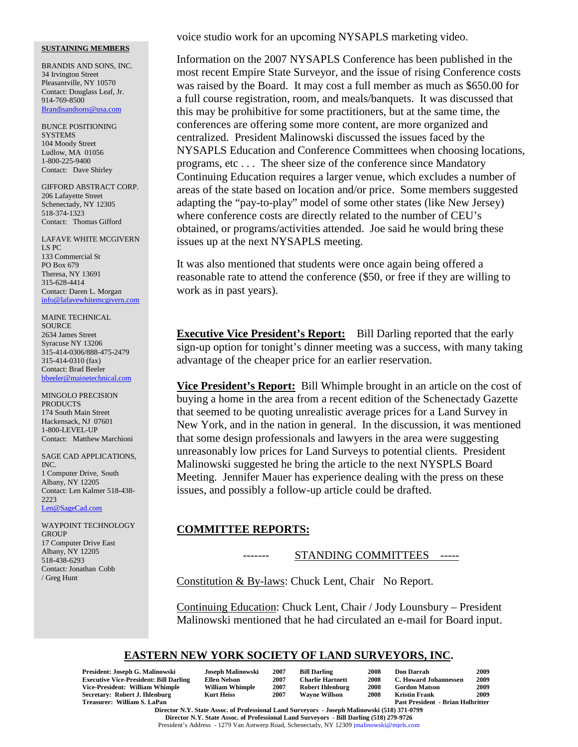voice studio work for an upcoming NYSAPLS marketing video.

Information on the 2007 NYSAPLS Conference has been published in the most recent Empire State Surveyor, and the issue of rising Conference costs was raised by the Board. It may cost a full member as much as $650.00 for a full course registration, room, and meals/banquets. It was discussed that this may be prohibitive for some practitioners, but at the same time, the conferences are offering some more content, are more organized and centralized. President Malinowski discussed the issues faced by the NYSAPLS Education and Conference Committees when choosing locations, programs, etc . . . The sheer size of the conference since Mandatory Continuing Education requires a larger venue, which excludes a number of areas of the state based on location and/or price. Some members suggested adapting the "pay-to-play" model of some other states (like New Jersey) where conference costs are directly related to the number of CEU's obtained, or programs/activities attended. Joe said he would bring these issues up at the next NYSAPLS meeting.

It was also mentioned that students were once again being offered a reasonable rate to attend the conference ($50, or free if they are willing to work as in past years).

**Executive Vice President's Report:** Bill Darling reported that the early sign-up option for tonight's dinner meeting was a success, with many taking advantage of the cheaper price for an earlier reservation.

**Vice President's Report:** Bill Whimple brought in an article on the cost of buying a home in the area from a recent edition of the Schenectady Gazette that seemed to be quoting unrealistic average prices for a Land Survey in New York, and in the nation in general. In the discussion, it was mentioned that some design professionals and lawyers in the area were suggesting unreasonably low prices for Land Surveys to potential clients. President Malinowski suggested he bring the article to the next NYSPLS Board Meeting. Jennifer Mauer has experience dealing with the press on these issues, and possibly a follow-up article could be drafted.

## COMMITTEE REPORTS:

------- STANDING COMMITTEES -----

Constitution & By-laws: Chuck Lent, Chair No Report.

Continuing Education: Chuck Lent, Chair / Jody Lounsbury – President Malinowski mentioned that he had circulated an e-mail for Board input.

**SUSTAINING MEMBERS**

BRANDIS AND SONS, INC.
34 Irvington Street
Pleasantville, NY 10570
Contact: Douglass Leaf, Jr.
914-769-8500
Brandisandsons@usa.com

BUNCE POSITIONING SYSTEMS
104 Moody Street
Ludlow, MA 01056
1-800-225-9400
Contact: Dave Shirley

GIFFORD ABSTRACT CORP.
206 Lafayette Street
Schenectady, NY 12305
518-374-1323
Contact: Thomas Gifford

LAFAVE WHITE MCGIVERN LS PC
133 Commercial St
PO Box 679
Theresa, NY 13691
315-628-4414
Contact: Daren L. Morgan
info@lafavewhitemcgivern.com

MAINE TECHNICAL SOURCE
2634 James Street
Syracuse NY 13206
315-414-0306/888-475-2479
315-414-0310 (fax)
Contact: Brad Beeler
bbeeler@mainetechnical.com

MINGOLO PRECISION PRODUCTS
174 South Main Street
Hackensack, NJ 07601
1-800-LEVEL-UP
Contact: Matthew Marchioni

SAGE CAD APPLICATIONS, INC.
1 Computer Drive, South
Albany, NY 12205
Contact: Len Kalmer 518-438-2223
Len@SageCad.com

WAYPOINT TECHNOLOGY GROUP
17 Computer Drive East
Albany, NY 12205
518-438-6293
Contact: Jonathan Cobb / Greg Hunt

## EASTERN NEW YORK SOCIETY OF LAND SURVEYORS, INC.

| | | | | | | |
|---|---|---|---|---|---|---|
| President: Joseph G. Malinowski | Joseph Malinowski | 2007 | Bill Darling | 2008 | Don Darrah | 2009 |
| Executive Vice-President: Bill Darling | Ellen Nelson | 2007 | Charlie Hartnett | 2008 | C. Howard Johannessen | 2009 |
| Vice-President: William Whimple | William Whimple | 2007 | Robert Ihlenburg | 2008 | Gordon Matson | 2009 |
| Secretary: Robert J. Ihlenburg | Kurt Heiss | 2007 | Wayne Willson | 2008 | Kristin Frank | 2009 |
| Treasurer: William S. LaPan | | | | | Past President - Brian Holbritter | |

Director N.Y. State Assoc. of Professional Land Surveyors - Joseph Malinowski (518) 371-0799
Director N.Y. State Assoc. of Professional Land Surveyors - Bill Darling (518) 279-9726
President's Address - 1279 Van Antwerp Road, Schenectady, NY 12309 jmalinowski@mjels.com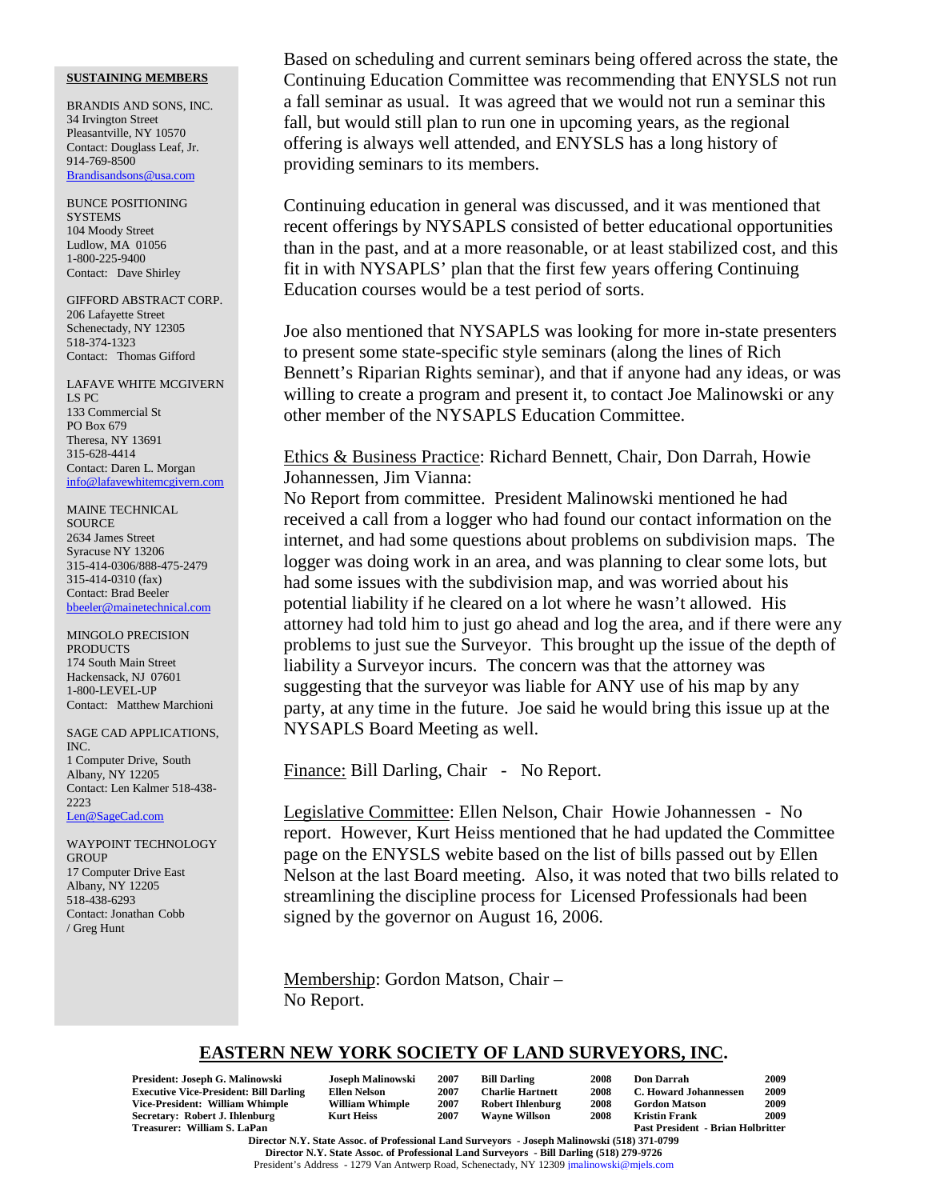**SUSTAINING MEMBERS**

BRANDIS AND SONS, INC.
34 Irvington Street
Pleasantville, NY 10570
Contact: Douglass Leaf, Jr.
914-769-8500
Brandisandsons@usa.com

BUNCE POSITIONING SYSTEMS
104 Moody Street
Ludlow, MA 01056
1-800-225-9400
Contact: Dave Shirley

GIFFORD ABSTRACT CORP.
206 Lafayette Street
Schenectady, NY 12305
518-374-1323
Contact: Thomas Gifford

LAFAVE WHITE MCGIVERN LS PC
133 Commercial St
PO Box 679
Theresa, NY 13691
315-628-4414
Contact: Daren L. Morgan
info@lafavewhitemcgivern.com

MAINE TECHNICAL SOURCE
2634 James Street
Syracuse NY 13206
315-414-0306/888-475-2479
315-414-0310 (fax)
Contact: Brad Beeler
bbeeler@mainetechnical.com

MINGOLO PRECISION PRODUCTS
174 South Main Street
Hackensack, NJ 07601
1-800-LEVEL-UP
Contact: Matthew Marchioni

SAGE CAD APPLICATIONS, INC.
1 Computer Drive, South
Albany, NY 12205
Contact: Len Kalmer 518-438-2223
Len@SageCad.com

WAYPOINT TECHNOLOGY GROUP
17 Computer Drive East
Albany, NY 12205
518-438-6293
Contact: Jonathan Cobb / Greg Hunt

Based on scheduling and current seminars being offered across the state, the Continuing Education Committee was recommending that ENYSLS not run a fall seminar as usual. It was agreed that we would not run a seminar this fall, but would still plan to run one in upcoming years, as the regional offering is always well attended, and ENYSLS has a long history of providing seminars to its members.

Continuing education in general was discussed, and it was mentioned that recent offerings by NYSAPLS consisted of better educational opportunities than in the past, and at a more reasonable, or at least stabilized cost, and this fit in with NYSAPLS' plan that the first few years offering Continuing Education courses would be a test period of sorts.

Joe also mentioned that NYSAPLS was looking for more in-state presenters to present some state-specific style seminars (along the lines of Rich Bennett's Riparian Rights seminar), and that if anyone had any ideas, or was willing to create a program and present it, to contact Joe Malinowski or any other member of the NYSAPLS Education Committee.

<u>Ethics & Business Practice</u>: Richard Bennett, Chair, Don Darrah, Howie Johannessen, Jim Vianna:
No Report from committee. President Malinowski mentioned he had received a call from a logger who had found our contact information on the internet, and had some questions about problems on subdivision maps. The logger was doing work in an area, and was planning to clear some lots, but had some issues with the subdivision map, and was worried about his potential liability if he cleared on a lot where he wasn't allowed. His attorney had told him to just go ahead and log the area, and if there were any problems to just sue the Surveyor. This brought up the issue of the depth of liability a Surveyor incurs. The concern was that the attorney was suggesting that the surveyor was liable for ANY use of his map by any party, at any time in the future. Joe said he would bring this issue up at the NYSAPLS Board Meeting as well.

<u>Finance:</u> Bill Darling, Chair - No Report.

<u>Legislative Committee</u>: Ellen Nelson, Chair Howie Johannessen - No report. However, Kurt Heiss mentioned that he had updated the Committee page on the ENYSLS webite based on the list of bills passed out by Ellen Nelson at the last Board meeting. Also, it was noted that two bills related to streamlining the discipline process for Licensed Professionals had been signed by the governor on August 16, 2006.

<u>Membership</u>: Gordon Matson, Chair –
No Report.

## EASTERN NEW YORK SOCIETY OF LAND SURVEYORS, INC.

| | | | | | | |
|---|---|---|---|---|---|---|
| **President: Joseph G. Malinowski** | **Joseph Malinowski** | **2007** | **Bill Darling** | **2008** | **Don Darrah** | **2009** |
| **Executive Vice-President: Bill Darling** | **Ellen Nelson** | **2007** | **Charlie Hartnett** | **2008** | **C. Howard Johannessen** | **2009** |
| **Vice-President: William Whimple** | **William Whimple** | **2007** | **Robert Ihlenburg** | **2008** | **Gordon Matson** | **2009** |
| **Secretary: Robert J. Ihlenburg** | **Kurt Heiss** | **2007** | **Wayne Willson** | **2008** | **Kristin Frank** | **2009** |
| **Treasurer: William S. LaPan** | | | | | **Past President - Brian Holbritter** | |

**Director N.Y. State Assoc. of Professional Land Surveyors - Joseph Malinowski (518) 371-0799**
**Director N.Y. State Assoc. of Professional Land Surveyors - Bill Darling (518) 279-9726**
President's Address - 1279 Van Antwerp Road, Schenectady, NY 12309 jmalinowski@mjels.com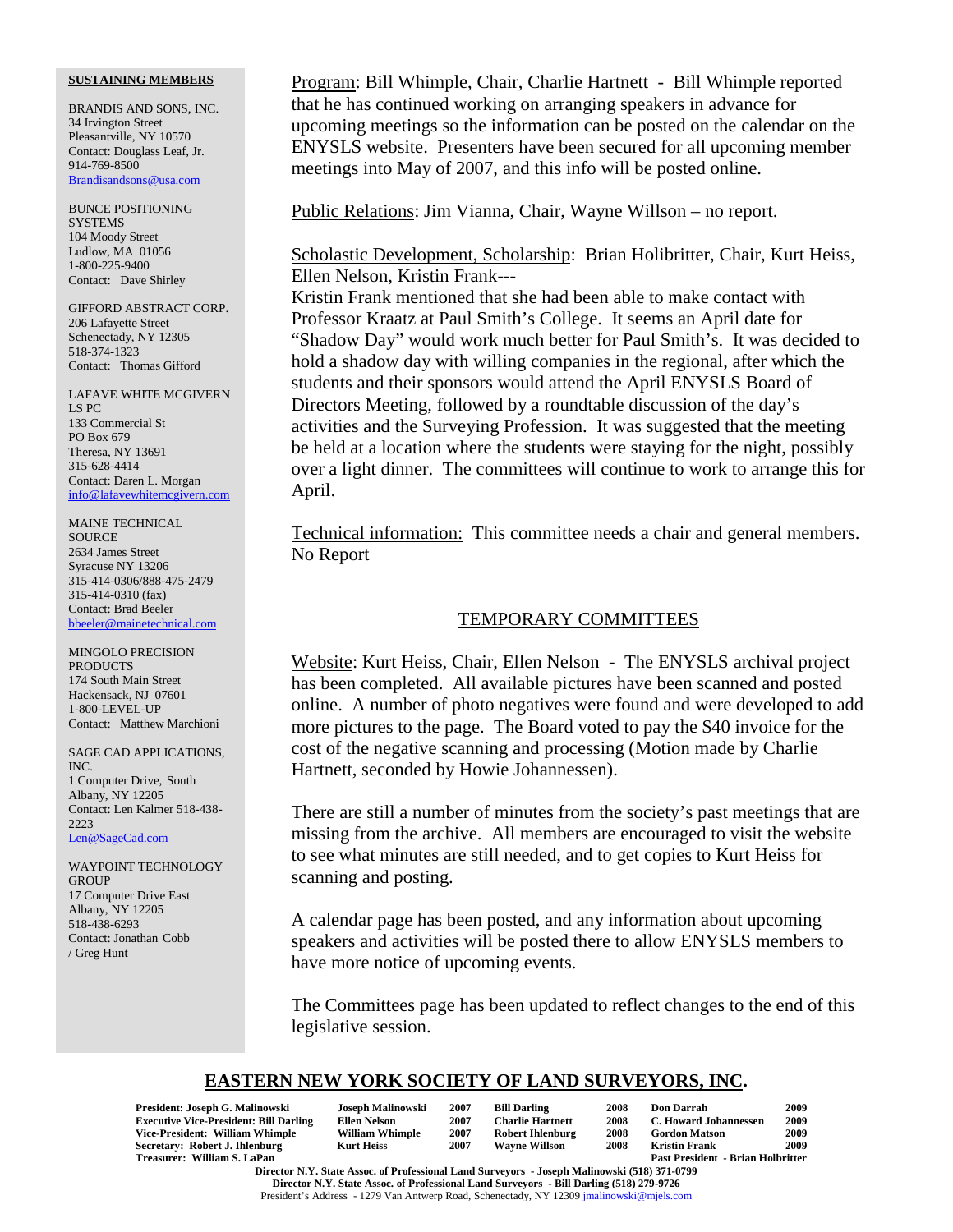**SUSTAINING MEMBERS**

BRANDIS AND SONS, INC.
34 Irvington Street
Pleasantville, NY 10570
Contact: Douglass Leaf, Jr.
914-769-8500
Brandisandsons@usa.com

BUNCE POSITIONING SYSTEMS
104 Moody Street
Ludlow, MA 01056
1-800-225-9400
Contact: Dave Shirley

GIFFORD ABSTRACT CORP.
206 Lafayette Street
Schenectady, NY 12305
518-374-1323
Contact: Thomas Gifford

LAFAVE WHITE MCGIVERN LS PC
133 Commercial St
PO Box 679
Theresa, NY 13691
315-628-4414
Contact: Daren L. Morgan
info@lafavewhitemcgivern.com

MAINE TECHNICAL SOURCE
2634 James Street
Syracuse NY 13206
315-414-0306/888-475-2479
315-414-0310 (fax)
Contact: Brad Beeler
bbeeler@mainetechnical.com

MINGOLO PRECISION PRODUCTS
174 South Main Street
Hackensack, NJ 07601
1-800-LEVEL-UP
Contact: Matthew Marchioni

SAGE CAD APPLICATIONS, INC.
1 Computer Drive, South
Albany, NY 12205
Contact: Len Kalmer 518-438-2223
Len@SageCad.com

WAYPOINT TECHNOLOGY GROUP
17 Computer Drive East
Albany, NY 12205
518-438-6293
Contact: Jonathan Cobb / Greg Hunt

Program: Bill Whimple, Chair, Charlie Hartnett - Bill Whimple reported that he has continued working on arranging speakers in advance for upcoming meetings so the information can be posted on the calendar on the ENYSLS website. Presenters have been secured for all upcoming member meetings into May of 2007, and this info will be posted online.

Public Relations: Jim Vianna, Chair, Wayne Willson – no report.

Scholastic Development, Scholarship: Brian Holibritter, Chair, Kurt Heiss, Ellen Nelson, Kristin Frank---
Kristin Frank mentioned that she had been able to make contact with Professor Kraatz at Paul Smith's College. It seems an April date for "Shadow Day" would work much better for Paul Smith's. It was decided to hold a shadow day with willing companies in the regional, after which the students and their sponsors would attend the April ENYSLS Board of Directors Meeting, followed by a roundtable discussion of the day's activities and the Surveying Profession. It was suggested that the meeting be held at a location where the students were staying for the night, possibly over a light dinner. The committees will continue to work to arrange this for April.

Technical information: This committee needs a chair and general members. No Report

## TEMPORARY COMMITTEES

Website: Kurt Heiss, Chair, Ellen Nelson - The ENYSLS archival project has been completed. All available pictures have been scanned and posted online. A number of photo negatives were found and were developed to add more pictures to the page. The Board voted to pay the $40 invoice for the cost of the negative scanning and processing (Motion made by Charlie Hartnett, seconded by Howie Johannessen).

There are still a number of minutes from the society's past meetings that are missing from the archive. All members are encouraged to visit the website to see what minutes are still needed, and to get copies to Kurt Heiss for scanning and posting.

A calendar page has been posted, and any information about upcoming speakers and activities will be posted there to allow ENYSLS members to have more notice of upcoming events.

The Committees page has been updated to reflect changes to the end of this legislative session.

## EASTERN NEW YORK SOCIETY OF LAND SURVEYORS, INC.

| | | | | | | |
|---|---|---|---|---|---|---|
| **President: Joseph G. Malinowski** | **Joseph Malinowski** | **2007** | **Bill Darling** | **2008** | **Don Darrah** | **2009** |
| **Executive Vice-President: Bill Darling** | **Ellen Nelson** | **2007** | **Charlie Hartnett** | **2008** | **C. Howard Johannessen** | **2009** |
| **Vice-President: William Whimple** | **William Whimple** | **2007** | **Robert Ihlenburg** | **2008** | **Gordon Matson** | **2009** |
| **Secretary: Robert J. Ihlenburg** | **Kurt Heiss** | **2007** | **Wayne Willson** | **2008** | **Kristin Frank** | **2009** |
| **Treasurer: William S. LaPan** | | | | | **Past President - Brian Holbritter** | |

**Director N.Y. State Assoc. of Professional Land Surveyors - Joseph Malinowski (518) 371-0799**
**Director N.Y. State Assoc. of Professional Land Surveyors - Bill Darling (518) 279-9726**
President's Address - 1279 Van Antwerp Road, Schenectady, NY 12309 jmalinowski@mjels.com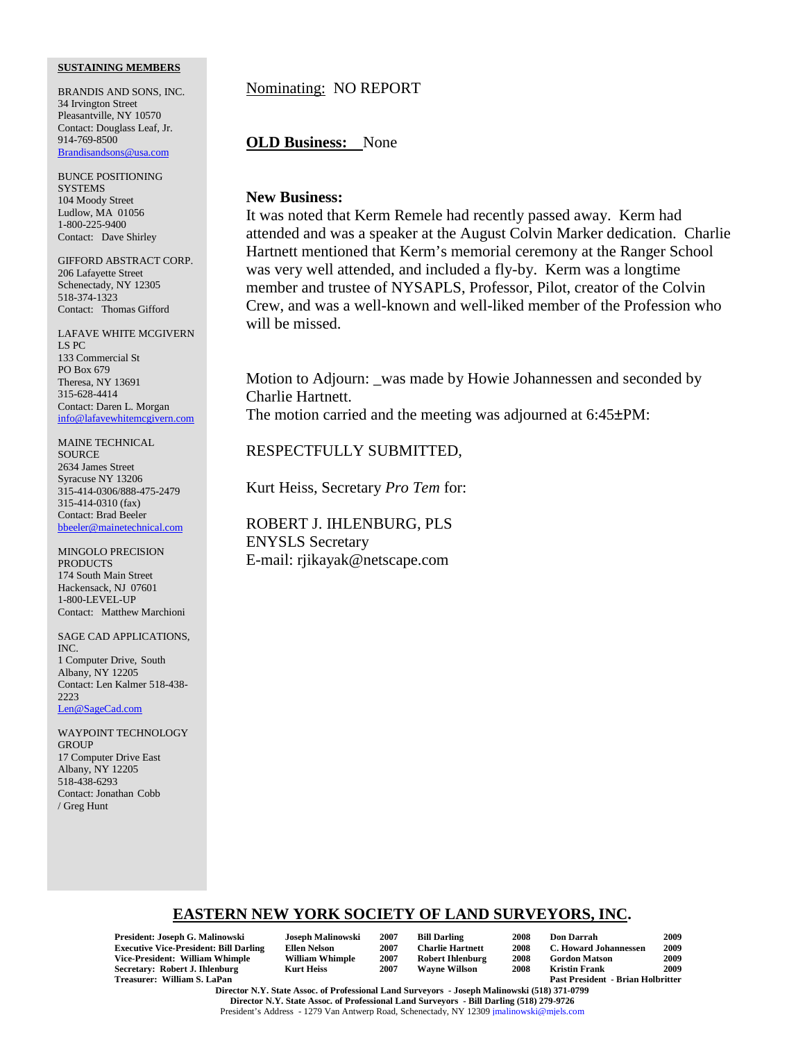**SUSTAINING MEMBERS**

BRANDIS AND SONS, INC.
34 Irvington Street
Pleasantville, NY 10570
Contact: Douglass Leaf, Jr.
914-769-8500
Brandisandsons@usa.com

BUNCE POSITIONING SYSTEMS
104 Moody Street
Ludlow, MA 01056
1-800-225-9400
Contact: Dave Shirley

GIFFORD ABSTRACT CORP.
206 Lafayette Street
Schenectady, NY 12305
518-374-1323
Contact: Thomas Gifford

LAFAVE WHITE MCGIVERN LS PC
133 Commercial St
PO Box 679
Theresa, NY 13691
315-628-4414
Contact: Daren L. Morgan
info@lafavewhitemcgivern.com

MAINE TECHNICAL SOURCE
2634 James Street
Syracuse NY 13206
315-414-0306/888-475-2479
315-414-0310 (fax)
Contact: Brad Beeler
bbeeler@mainetechnical.com

MINGOLO PRECISION PRODUCTS
174 South Main Street
Hackensack, NJ 07601
1-800-LEVEL-UP
Contact: Matthew Marchioni

SAGE CAD APPLICATIONS, INC.
1 Computer Drive, South
Albany, NY 12205
Contact: Len Kalmer 518-438-2223
Len@SageCad.com

WAYPOINT TECHNOLOGY GROUP
17 Computer Drive East
Albany, NY 12205
518-438-6293
Contact: Jonathan Cobb / Greg Hunt

Nominating: NO REPORT

**OLD Business:** None

**New Business:**
It was noted that Kerm Remele had recently passed away. Kerm had attended and was a speaker at the August Colvin Marker dedication. Charlie Hartnett mentioned that Kerm's memorial ceremony at the Ranger School was very well attended, and included a fly-by. Kerm was a longtime member and trustee of NYSAPLS, Professor, Pilot, creator of the Colvin Crew, and was a well-known and well-liked member of the Profession who will be missed.

Motion to Adjourn: _was made by Howie Johannessen and seconded by Charlie Hartnett.
The motion carried and the meeting was adjourned at 6:45±PM:

RESPECTFULLY SUBMITTED,

Kurt Heiss, Secretary *Pro Tem* for:

ROBERT J. IHLENBURG, PLS
ENYSLS Secretary
E-mail: rjikayak@netscape.com

## EASTERN NEW YORK SOCIETY OF LAND SURVEYORS, INC.

| | | | | | | | |
|---|---|---|---|---|---|---|---|
| **President: Joseph G. Malinowski** | **Joseph Malinowski** | **2007** | **Bill Darling** | **2008** | **Don Darrah** | **2009** |
| **Executive Vice-President: Bill Darling** | **Ellen Nelson** | **2007** | **Charlie Hartnett** | **2008** | **C. Howard Johannessen** | **2009** |
| **Vice-President: William Whimple** | **William Whimple** | **2007** | **Robert Ihlenburg** | **2008** | **Gordon Matson** | **2009** |
| **Secretary: Robert J. Ihlenburg** | **Kurt Heiss** | **2007** | **Wayne Willson** | **2008** | **Kristin Frank** | **2009** |
| **Treasurer: William S. LaPan** | | | | | **Past President - Brian Holbritter** | |

**Director N.Y. State Assoc. of Professional Land Surveyors - Joseph Malinowski (518) 371-0799**
**Director N.Y. State Assoc. of Professional Land Surveyors - Bill Darling (518) 279-9726**
President's Address - 1279 Van Antwerp Road, Schenectady, NY 12309 jmalinowski@mjels.com